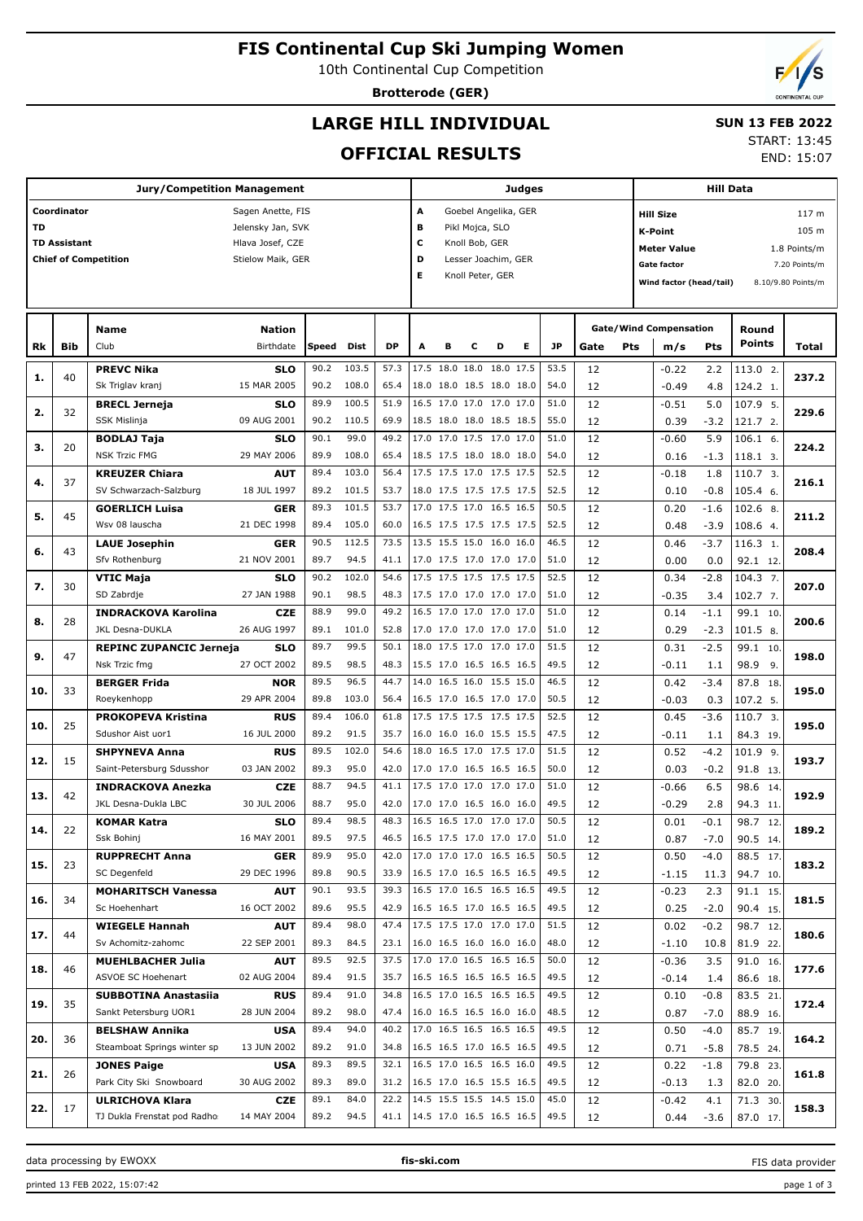# FIS Continental Cup Ski Jumping Women

10th Continental Cup Competition

**Brotterode (GER)**

## LARGE HILL INDIVIDUAL

## OFFICIAL RESULTS

**SUN 13 FEB 2022**

START: 13:45

END: 15:07

| Jury/Competition Management | |
|---|---|
| Coordinator | Sagen Anette, FIS |
| TD | Jelensky Jan, SVK |
| TD Assistant | Hlava Josef, CZE |
| Chief of Competition | Stielow Maik, GER |

| Judges | |
|---|---|
| A | Goebel Angelika, GER |
| B | Pikl Mojca, SLO |
| C | Knoll Bob, GER |
| D | Lesser Joachim, GER |
| E | Knoll Peter, GER |

| Hill Data | |
|---|---|
| Hill Size | 117 m |
| K-Point | 105 m |
| Meter Value | 1.8 Points/m |
| Gate factor | 7.20 Points/m |
| Wind factor (head/tail) | 8.10/9.80 Points/m |

| Rk | Bib | Name / Club | Nation / Birthdate | Speed | Dist | DP | A | B | C | D | E | JP | Gate | Pts | m/s | Pts | Round Points | Total |
|---|---|---|---|---|---|---|---|---|---|---|---|---|---|---|---|---|---|---|
| 1. | 40 | **PREVC Nika** | **SLO** | 90.2 | 103.5 | 57.3 | 17.5 | 18.0 | 18.0 | 18.0 | 17.5 | 53.5 | 12 | | -0.22 | 2.2 | 113.0 2. | 237.2 |
| | | Sk Triglav kranj | 15 MAR 2005 | 90.2 | 108.0 | 65.4 | 18.0 | 18.0 | 18.5 | 18.0 | 18.0 | 54.0 | 12 | | -0.49 | 4.8 | 124.2 1. | |
| 2. | 32 | **BRECL Jerneja** | **SLO** | 89.9 | 100.5 | 51.9 | 16.5 | 17.0 | 17.0 | 17.0 | 17.0 | 51.0 | 12 | | -0.51 | 5.0 | 107.9 5. | 229.6 |
| | | SSK Mislinja | 09 AUG 2001 | 90.2 | 110.5 | 69.9 | 18.5 | 18.0 | 18.0 | 18.5 | 18.5 | 55.0 | 12 | | 0.39 | -3.2 | 121.7 2. | |
| 3. | 20 | **BODLAJ Taja** | **SLO** | 90.1 | 99.0 | 49.2 | 17.0 | 17.0 | 17.5 | 17.0 | 17.0 | 51.0 | 12 | | -0.60 | 5.9 | 106.1 6. | 224.2 |
| | | NSK Trzic FMG | 29 MAY 2006 | 89.9 | 108.0 | 65.4 | 18.5 | 17.5 | 18.0 | 18.0 | 18.0 | 54.0 | 12 | | 0.16 | -1.3 | 118.1 3. | |
| 4. | 37 | **KREUZER Chiara** | **AUT** | 89.4 | 103.0 | 56.4 | 17.5 | 17.5 | 17.0 | 17.5 | 17.5 | 52.5 | 12 | | -0.18 | 1.8 | 110.7 3. | 216.1 |
| | | SV Schwarzach-Salzburg | 18 JUL 1997 | 89.2 | 101.5 | 53.7 | 18.0 | 17.5 | 17.5 | 17.5 | 17.5 | 52.5 | 12 | | 0.10 | -0.8 | 105.4 6. | |
| 5. | 45 | **GOERLICH Luisa** | **GER** | 89.3 | 101.5 | 53.7 | 17.0 | 17.5 | 17.0 | 16.5 | 16.5 | 50.5 | 12 | | 0.20 | -1.6 | 102.6 8. | 211.2 |
| | | Wsv 08 lauscha | 21 DEC 1998 | 89.4 | 105.0 | 60.0 | 16.5 | 17.5 | 17.5 | 17.5 | 17.5 | 52.5 | 12 | | 0.48 | -3.9 | 108.6 4. | |
| 6. | 43 | **LAUE Josephin** | **GER** | 90.5 | 112.5 | 73.5 | 13.5 | 15.5 | 15.0 | 16.0 | 16.0 | 46.5 | 12 | | 0.46 | -3.7 | 116.3 1. | 208.4 |
| | | Sfv Rothenburg | 21 NOV 2001 | 89.7 | 94.5 | 41.1 | 17.0 | 17.5 | 17.0 | 17.0 | 17.0 | 51.0 | 12 | | 0.00 | 0.0 | 92.1 12. | |
| 7. | 30 | **VTIC Maja** | **SLO** | 90.2 | 102.0 | 54.6 | 17.5 | 17.5 | 17.5 | 17.5 | 17.5 | 52.5 | 12 | | 0.34 | -2.8 | 104.3 7. | 207.0 |
| | | SD Zabrdje | 27 JAN 1988 | 90.1 | 98.5 | 48.3 | 17.5 | 17.0 | 17.0 | 17.0 | 17.0 | 51.0 | 12 | | -0.35 | 3.4 | 102.7 7. | |
| 8. | 28 | **INDRACKOVA Karolina** | **CZE** | 88.9 | 99.0 | 49.2 | 16.5 | 17.0 | 17.0 | 17.0 | 17.0 | 51.0 | 12 | | 0.14 | -1.1 | 99.1 10. | 200.6 |
| | | JKL Desna-DUKLA | 26 AUG 1997 | 89.1 | 101.0 | 52.8 | 17.0 | 17.0 | 17.0 | 17.0 | 17.0 | 51.0 | 12 | | 0.29 | -2.3 | 101.5 8. | |
| 9. | 47 | **REPINC ZUPANCIC Jerneja** | **SLO** | 89.7 | 99.5 | 50.1 | 18.0 | 17.5 | 17.0 | 17.0 | 17.0 | 51.5 | 12 | | 0.31 | -2.5 | 99.1 10. | 198.0 |
| | | Nsk Trzic fmg | 27 OCT 2002 | 89.5 | 98.5 | 48.3 | 15.5 | 17.0 | 16.5 | 16.5 | 16.5 | 49.5 | 12 | | -0.11 | 1.1 | 98.9 9. | |
| 10. | 33 | **BERGER Frida** | **NOR** | 89.5 | 96.5 | 44.7 | 14.0 | 16.5 | 16.0 | 15.5 | 15.0 | 46.5 | 12 | | 0.42 | -3.4 | 87.8 18. | 195.0 |
| | | Roeykenhopp | 29 APR 2004 | 89.8 | 103.0 | 56.4 | 16.5 | 17.0 | 16.5 | 17.0 | 17.0 | 50.5 | 12 | | -0.03 | 0.3 | 107.2 5. | |
| 10. | 25 | **PROKOPEVA Kristina** | **RUS** | 89.4 | 106.0 | 61.8 | 17.5 | 17.5 | 17.5 | 17.5 | 17.5 | 52.5 | 12 | | 0.45 | -3.6 | 110.7 3. | 195.0 |
| | | Sdushor Aist uor1 | 16 JUL 2000 | 89.2 | 91.5 | 35.7 | 16.0 | 16.0 | 16.0 | 15.5 | 15.5 | 47.5 | 12 | | -0.11 | 1.1 | 84.3 19. | |
| 12. | 15 | **SHPYNEVA Anna** | **RUS** | 89.5 | 102.0 | 54.6 | 18.0 | 16.5 | 17.0 | 17.5 | 17.0 | 51.5 | 12 | | 0.52 | -4.2 | 101.9 9. | 193.7 |
| | | Saint-Petersburg Sdusshor | 03 JAN 2002 | 89.3 | 95.0 | 42.0 | 17.0 | 17.0 | 16.5 | 16.5 | 16.5 | 50.0 | 12 | | 0.03 | -0.2 | 91.8 13. | |
| 13. | 42 | **INDRACKOVA Anezka** | **CZE** | 88.7 | 94.5 | 41.1 | 17.5 | 17.0 | 17.0 | 17.0 | 17.0 | 51.0 | 12 | | -0.66 | 6.5 | 98.6 14. | 192.9 |
| | | JKL Desna-Dukla LBC | 30 JUL 2006 | 88.7 | 95.0 | 42.0 | 17.0 | 17.0 | 16.5 | 16.0 | 16.0 | 49.5 | 12 | | -0.29 | 2.8 | 94.3 11. | |
| 14. | 22 | **KOMAR Katra** | **SLO** | 89.4 | 98.5 | 48.3 | 16.5 | 16.5 | 17.0 | 17.0 | 17.0 | 50.5 | 12 | | 0.01 | -0.1 | 98.7 12. | 189.2 |
| | | Ssk Bohinj | 16 MAY 2001 | 89.5 | 97.5 | 46.5 | 16.5 | 17.5 | 17.0 | 17.0 | 17.0 | 51.0 | 12 | | 0.87 | -7.0 | 90.5 14. | |
| 15. | 23 | **RUPPRECHT Anna** | **GER** | 89.9 | 95.0 | 42.0 | 17.0 | 17.0 | 17.0 | 16.5 | 16.5 | 50.5 | 12 | | 0.50 | -4.0 | 88.5 17. | 183.2 |
| | | SC Degenfeld | 29 DEC 1996 | 89.8 | 90.5 | 33.9 | 16.5 | 17.0 | 16.5 | 16.5 | 16.5 | 49.5 | 12 | | -1.15 | 11.3 | 94.7 10. | |
| 16. | 34 | **MOHARITSCH Vanessa** | **AUT** | 90.1 | 93.5 | 39.3 | 16.5 | 17.0 | 16.5 | 16.5 | 16.5 | 49.5 | 12 | | -0.23 | 2.3 | 91.1 15. | 181.5 |
| | | Sc Hoehenhart | 16 OCT 2002 | 89.6 | 95.5 | 42.9 | 16.5 | 16.5 | 17.0 | 16.5 | 16.5 | 49.5 | 12 | | 0.25 | -2.0 | 90.4 15. | |
| 17. | 44 | **WIEGELE Hannah** | **AUT** | 89.4 | 98.0 | 47.4 | 17.5 | 17.5 | 17.0 | 17.0 | 17.0 | 51.5 | 12 | | 0.02 | -0.2 | 98.7 12. | 180.6 |
| | | Sv Achomitz-zahomc | 22 SEP 2001 | 89.3 | 84.5 | 23.1 | 16.0 | 16.5 | 16.0 | 16.0 | 16.0 | 48.0 | 12 | | -1.10 | 10.8 | 81.9 22. | |
| 18. | 46 | **MUEHLBACHER Julia** | **AUT** | 89.5 | 92.5 | 37.5 | 17.0 | 17.0 | 16.5 | 16.5 | 16.5 | 50.0 | 12 | | -0.36 | 3.5 | 91.0 16. | 177.6 |
| | | ASVOE SC Hoehenart | 02 AUG 2004 | 89.4 | 91.5 | 35.7 | 16.5 | 16.5 | 16.5 | 16.5 | 16.5 | 49.5 | 12 | | -0.14 | 1.4 | 86.6 18. | |
| 19. | 35 | **SUBBOTINA Anastasiia** | **RUS** | 89.4 | 91.0 | 34.8 | 16.5 | 17.0 | 16.5 | 16.5 | 16.5 | 49.5 | 12 | | 0.10 | -0.8 | 83.5 21. | 172.4 |
| | | Sankt Petersburg UOR1 | 28 JUN 2004 | 89.2 | 98.0 | 47.4 | 16.0 | 16.5 | 16.5 | 16.0 | 16.0 | 48.5 | 12 | | 0.87 | -7.0 | 88.9 16. | |
| 20. | 36 | **BELSHAW Annika** | **USA** | 89.4 | 94.0 | 40.2 | 17.0 | 16.5 | 16.5 | 16.5 | 16.5 | 49.5 | 12 | | 0.50 | -4.0 | 85.7 19. | 164.2 |
| | | Steamboat Springs winter sp | 13 JUN 2002 | 89.2 | 91.0 | 34.8 | 16.5 | 16.5 | 17.0 | 16.5 | 16.5 | 49.5 | 12 | | 0.71 | -5.8 | 78.5 24. | |
| 21. | 26 | **JONES Paige** | **USA** | 89.3 | 89.5 | 32.1 | 16.5 | 17.0 | 16.5 | 16.5 | 16.0 | 49.5 | 12 | | 0.22 | -1.8 | 79.8 23. | 161.8 |
| | | Park City Ski Snowboard | 30 AUG 2002 | 89.3 | 89.0 | 31.2 | 16.5 | 17.0 | 16.5 | 15.5 | 16.5 | 49.5 | 12 | | -0.13 | 1.3 | 82.0 20. | |
| 22. | 17 | **ULRICHOVA Klara** | **CZE** | 89.1 | 84.0 | 22.2 | 14.5 | 15.5 | 15.5 | 14.5 | 15.0 | 45.0 | 12 | | -0.42 | 4.1 | 71.3 30. | 158.3 |
| | | TJ Dukla Frenstat pod Radho | 14 MAY 2004 | 89.2 | 94.5 | 41.1 | 14.5 | 17.0 | 16.5 | 16.5 | 16.5 | 49.5 | 12 | | 0.44 | -3.6 | 87.0 17. | |

data processing by EWOXX | fis-ski.com | FIS data provider

printed 13 FEB 2022, 15:07:42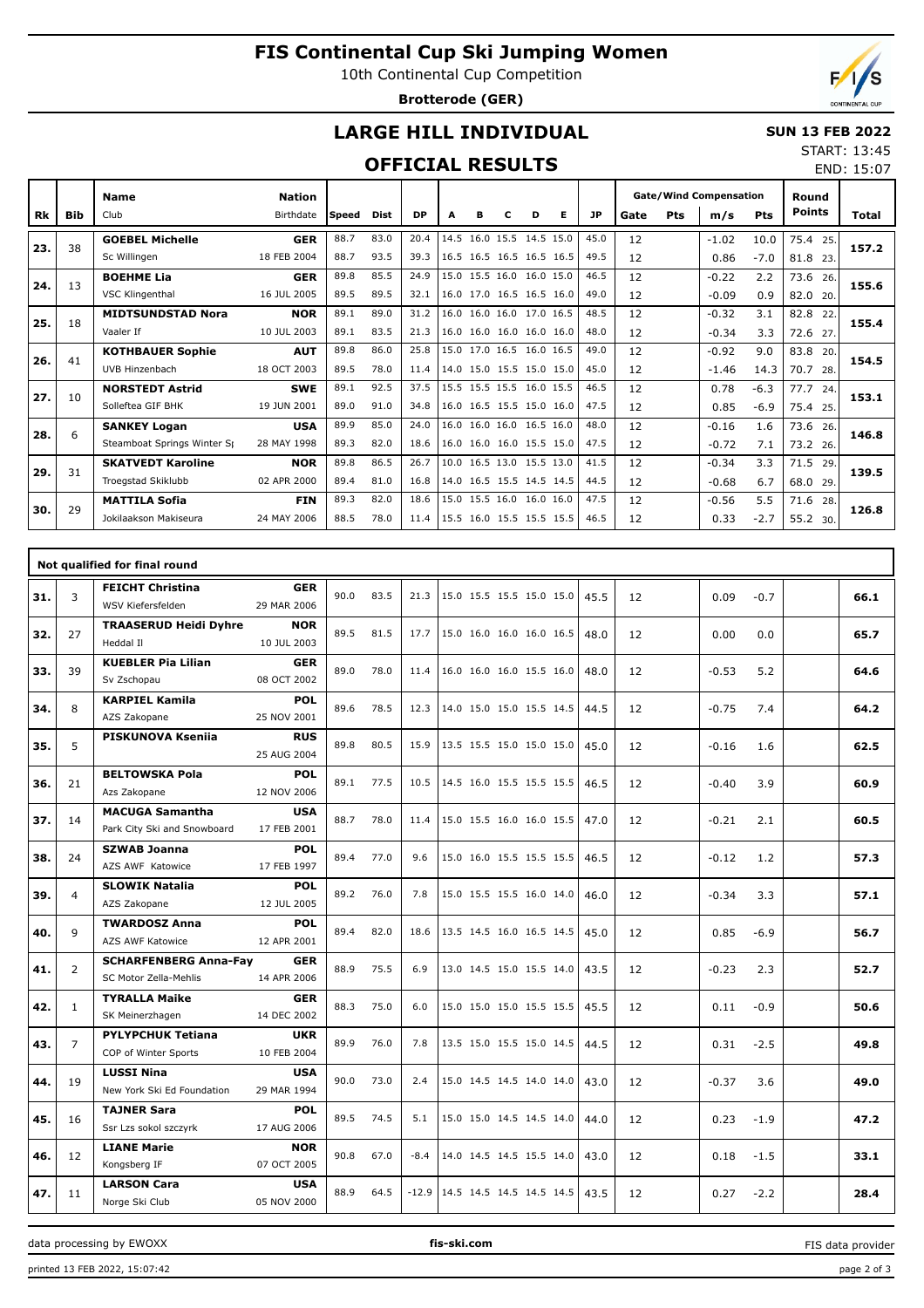# FIS Continental Cup Ski Jumping Women

10th Continental Cup Competition

**Brotterode (GER)**

## LARGE HILL INDIVIDUAL

**SUN 13 FEB 2022**

START: 13:45
END: 15:07

## OFFICIAL RESULTS

| Rk | Bib | Name / Club | Nation / Birthdate | Speed | Dist | DP | A | B | C | D | E | JP | Gate | Pts | m/s | Pts | Round Points | Total |
|---|---|---|---|---|---|---|---|---|---|---|---|---|---|---|---|---|---|---|
| 23. | 38 | **GOEBEL Michelle** | **GER** | 88.7 | 83.0 | 20.4 | 14.5 | 16.0 | 15.5 | 14.5 | 15.0 | 45.0 | 12 | | -1.02 | 10.0 | 75.4 25. | 157.2 |
| | | Sc Willingen | 18 FEB 2004 | 88.7 | 93.5 | 39.3 | 16.5 | 16.5 | 16.5 | 16.5 | 16.5 | 49.5 | 12 | | 0.86 | -7.0 | 81.8 23. | |
| 24. | 13 | **BOEHME Lia** | **GER** | 89.8 | 85.5 | 24.9 | 15.0 | 15.5 | 16.0 | 16.0 | 15.0 | 46.5 | 12 | | -0.22 | 2.2 | 73.6 26. | 155.6 |
| | | VSC Klingenthal | 16 JUL 2005 | 89.5 | 89.5 | 32.1 | 16.0 | 17.0 | 16.5 | 16.5 | 16.0 | 49.0 | 12 | | -0.09 | 0.9 | 82.0 20. | |
| 25. | 18 | **MIDTSUNDSTAD Nora** | **NOR** | 89.1 | 89.0 | 31.2 | 16.0 | 16.0 | 16.0 | 17.0 | 16.5 | 48.5 | 12 | | -0.32 | 3.1 | 82.8 22. | 155.4 |
| | | Vaaler If | 10 JUL 2003 | 89.1 | 83.5 | 21.3 | 16.0 | 16.0 | 16.0 | 16.0 | 16.0 | 48.0 | 12 | | -0.34 | 3.3 | 72.6 27. | |
| 26. | 41 | **KOTHBAUER Sophie** | **AUT** | 89.8 | 86.0 | 25.8 | 15.0 | 17.0 | 16.5 | 16.0 | 16.5 | 49.0 | 12 | | -0.92 | 9.0 | 83.8 20. | 154.5 |
| | | UVB Hinzenbach | 18 OCT 2003 | 89.5 | 78.0 | 11.4 | 14.0 | 15.0 | 15.5 | 15.0 | 15.0 | 45.0 | 12 | | -1.46 | 14.3 | 70.7 28. | |
| 27. | 10 | **NORSTEDT Astrid** | **SWE** | 89.1 | 92.5 | 37.5 | 15.5 | 15.5 | 15.5 | 16.0 | 15.5 | 46.5 | 12 | | 0.78 | -6.3 | 77.7 24. | 153.1 |
| | | Solleftea GIF BHK | 19 JUN 2001 | 89.0 | 91.0 | 34.8 | 16.0 | 16.5 | 15.5 | 15.0 | 16.0 | 47.5 | 12 | | 0.85 | -6.9 | 75.4 25. | |
| 28. | 6 | **SANKEY Logan** | **USA** | 89.9 | 85.0 | 24.0 | 16.0 | 16.0 | 16.0 | 16.5 | 16.0 | 48.0 | 12 | | -0.16 | 1.6 | 73.6 26. | 146.8 |
| | | Steamboat Springs Winter Sp | 28 MAY 1998 | 89.3 | 82.0 | 18.6 | 16.0 | 16.0 | 16.0 | 15.5 | 15.0 | 47.5 | 12 | | -0.72 | 7.1 | 73.2 26. | |
| 29. | 31 | **SKATVEDT Karoline** | **NOR** | 89.8 | 86.5 | 26.7 | 10.0 | 16.5 | 13.0 | 15.5 | 13.0 | 41.5 | 12 | | -0.34 | 3.3 | 71.5 29. | 139.5 |
| | | Troegstad Skiklubb | 02 APR 2000 | 89.4 | 81.0 | 16.8 | 14.0 | 16.5 | 15.5 | 14.5 | 14.5 | 44.5 | 12 | | -0.68 | 6.7 | 68.0 29. | |
| 30. | 29 | **MATTILA Sofia** | **FIN** | 89.3 | 82.0 | 18.6 | 15.0 | 15.5 | 16.0 | 16.0 | 16.0 | 47.5 | 12 | | -0.56 | 5.5 | 71.6 28. | 126.8 |
| | | Jokilaakson Makiseura | 24 MAY 2006 | 88.5 | 78.0 | 11.4 | 15.5 | 16.0 | 15.5 | 15.5 | 15.5 | 46.5 | 12 | | 0.33 | -2.7 | 55.2 30. | |

### Not qualified for final round

| Rk | Bib | Name / Club | Nation / Birthdate | Speed | Dist | DP | A | B | C | D | E | JP | Gate | Pts | m/s | Pts | Round Points | Total |
|---|---|---|---|---|---|---|---|---|---|---|---|---|---|---|---|---|---|---|
| 31. | 3 | **FEICHT Christina** / WSV Kiefersfelden | **GER** / 29 MAR 2006 | 90.0 | 83.5 | 21.3 | 15.0 | 15.5 | 15.5 | 15.0 | 15.0 | 45.5 | 12 | | 0.09 | -0.7 | | 66.1 |
| 32. | 27 | **TRAASERUD Heidi Dyhre** / Heddal Il | **NOR** / 10 JUL 2003 | 89.5 | 81.5 | 17.7 | 15.0 | 16.0 | 16.0 | 16.0 | 16.5 | 48.0 | 12 | | 0.00 | 0.0 | | 65.7 |
| 33. | 39 | **KUEBLER Pia Lilian** / Sv Zschopau | **GER** / 08 OCT 2002 | 89.0 | 78.0 | 11.4 | 16.0 | 16.0 | 16.0 | 15.5 | 16.0 | 48.0 | 12 | | -0.53 | 5.2 | | 64.6 |
| 34. | 8 | **KARPIEL Kamila** / AZS Zakopane | **POL** / 25 NOV 2001 | 89.6 | 78.5 | 12.3 | 14.0 | 15.0 | 15.0 | 15.5 | 14.5 | 44.5 | 12 | | -0.75 | 7.4 | | 64.2 |
| 35. | 5 | **PISKUNOVA Ksenia** | **RUS** / 25 AUG 2004 | 89.8 | 80.5 | 15.9 | 13.5 | 15.5 | 15.0 | 15.0 | 15.0 | 45.0 | 12 | | -0.16 | 1.6 | | 62.5 |
| 36. | 21 | **BELTOWSKA Pola** / Azs Zakopane | **POL** / 12 NOV 2006 | 89.1 | 77.5 | 10.5 | 14.5 | 16.0 | 15.5 | 15.5 | 15.5 | 46.5 | 12 | | -0.40 | 3.9 | | 60.9 |
| 37. | 14 | **MACUGA Samantha** / Park City Ski and Snowboard | **USA** / 17 FEB 2001 | 88.7 | 78.0 | 11.4 | 15.0 | 15.5 | 16.0 | 16.0 | 15.5 | 47.0 | 12 | | -0.21 | 2.1 | | 60.5 |
| 38. | 24 | **SZWAB Joanna** / AZS AWF Katowice | **POL** / 17 FEB 1997 | 89.4 | 77.0 | 9.6 | 15.0 | 16.0 | 15.5 | 15.5 | 15.5 | 46.5 | 12 | | -0.12 | 1.2 | | 57.3 |
| 39. | 4 | **SLOWIK Natalia** / AZS Zakopane | **POL** / 12 JUL 2005 | 89.2 | 76.0 | 7.8 | 15.0 | 15.5 | 15.5 | 16.0 | 14.0 | 46.0 | 12 | | -0.34 | 3.3 | | 57.1 |
| 40. | 9 | **TWARDOSZ Anna** / AZS AWF Katowice | **POL** / 12 APR 2001 | 89.4 | 82.0 | 18.6 | 13.5 | 14.5 | 16.0 | 16.5 | 14.5 | 45.0 | 12 | | 0.85 | -6.9 | | 56.7 |
| 41. | 2 | **SCHARFENBERG Anna-Fay** / SC Motor Zella-Mehlis | **GER** / 14 APR 2006 | 88.9 | 75.5 | 6.9 | 13.0 | 14.5 | 15.0 | 15.5 | 14.0 | 43.5 | 12 | | -0.23 | 2.3 | | 52.7 |
| 42. | 1 | **TYRALLA Maike** / SK Meinerzhagen | **GER** / 14 DEC 2002 | 88.3 | 75.0 | 6.0 | 15.0 | 15.0 | 15.0 | 15.5 | 15.5 | 45.5 | 12 | | 0.11 | -0.9 | | 50.6 |
| 43. | 7 | **PYLYPCHUK Tetiana** / COP of Winter Sports | **UKR** / 10 FEB 2004 | 89.9 | 76.0 | 7.8 | 13.5 | 15.0 | 15.5 | 15.0 | 14.5 | 44.5 | 12 | | 0.31 | -2.5 | | 49.8 |
| 44. | 19 | **LUSSI Nina** / New York Ski Ed Foundation | **USA** / 29 MAR 1994 | 90.0 | 73.0 | 2.4 | 15.0 | 14.5 | 14.5 | 14.0 | 14.0 | 43.0 | 12 | | -0.37 | 3.6 | | 49.0 |
| 45. | 16 | **TAJNER Sara** / Ssr Lzs sokol szczyrk | **POL** / 17 AUG 2006 | 89.5 | 74.5 | 5.1 | 15.0 | 15.0 | 14.5 | 14.5 | 14.0 | 44.0 | 12 | | 0.23 | -1.9 | | 47.2 |
| 46. | 12 | **LIANE Marie** / Kongsberg IF | **NOR** / 07 OCT 2005 | 90.8 | 67.0 | -8.4 | 14.0 | 14.5 | 14.5 | 15.5 | 14.0 | 43.0 | 12 | | 0.18 | -1.5 | | 33.1 |
| 47. | 11 | **LARSON Cara** / Norge Ski Club | **USA** / 05 NOV 2000 | 88.9 | 64.5 | -12.9 | 14.5 | 14.5 | 14.5 | 14.5 | 14.5 | 43.5 | 12 | | 0.27 | -2.2 | | 28.4 |

data processing by EWOXX — fis-ski.com — FIS data provider

printed 13 FEB 2022, 15:07:42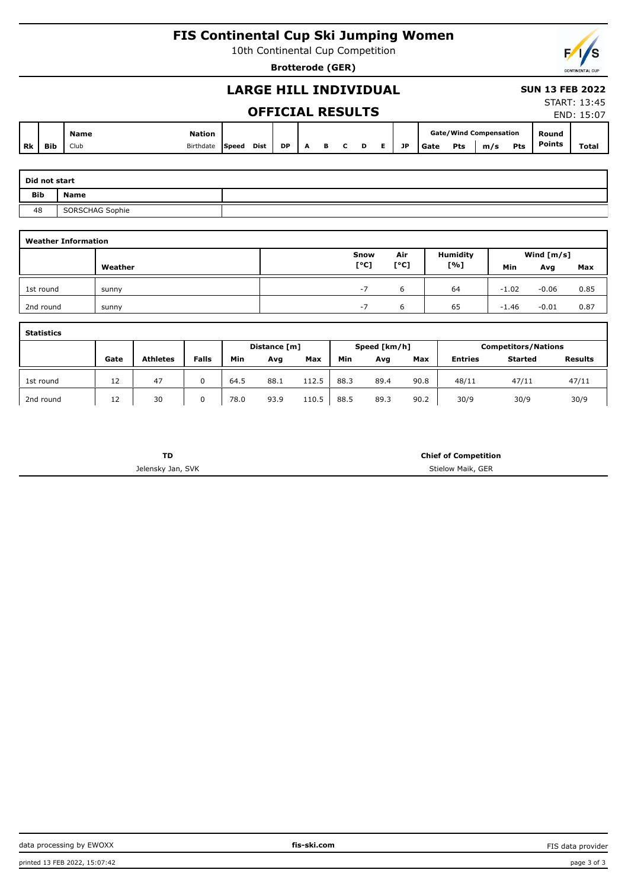# FIS Continental Cup Ski Jumping Women

10th Continental Cup Competition

**Brotterode (GER)**

## LARGE HILL INDIVIDUAL

**SUN 13 FEB 2022**

START: 13:45
END: 15:07

## OFFICIAL RESULTS

| Rk | Bib | Name<br>Club | Nation<br>Birthdate | Speed | Dist | DP | A | B | C | D | E | JP | Gate/Wind Compensation Gate | Pts | m/s | Pts | Round Points | Total |
|---|---|---|---|---|---|---|---|---|---|---|---|---|---|---|---|---|---|---|

**Did not start**

| Bib | Name |
|---|---|
| 48 | SORSCHAG Sophie |

**Weather Information**

| | Weather | Snow [°C] | Air [°C] | Humidity [%] | Wind [m/s] Min | Avg | Max |
|---|---|---|---|---|---|---|---|
| 1st round | sunny | -7 | 6 | 64 | -1.02 | -0.06 | 0.85 |
| 2nd round | sunny | -7 | 6 | 65 | -1.46 | -0.01 | 0.87 |

**Statistics**

| | Gate | Athletes | Falls | Distance [m] Min | Avg | Max | Speed [km/h] Min | Avg | Max | Competitors/Nations Entries | Started | Results |
|---|---|---|---|---|---|---|---|---|---|---|---|---|
| 1st round | 12 | 47 | 0 | 64.5 | 88.1 | 112.5 | 88.3 | 89.4 | 90.8 | 48/11 | 47/11 | 47/11 |
| 2nd round | 12 | 30 | 0 | 78.0 | 93.9 | 110.5 | 88.5 | 89.3 | 90.2 | 30/9 | 30/9 | 30/9 |

**TD**
Jelensky Jan, SVK

**Chief of Competition**
Stielow Maik, GER

data processing by EWOXX

**fis-ski.com**

FIS data provider

printed 13 FEB 2022, 15:07:42